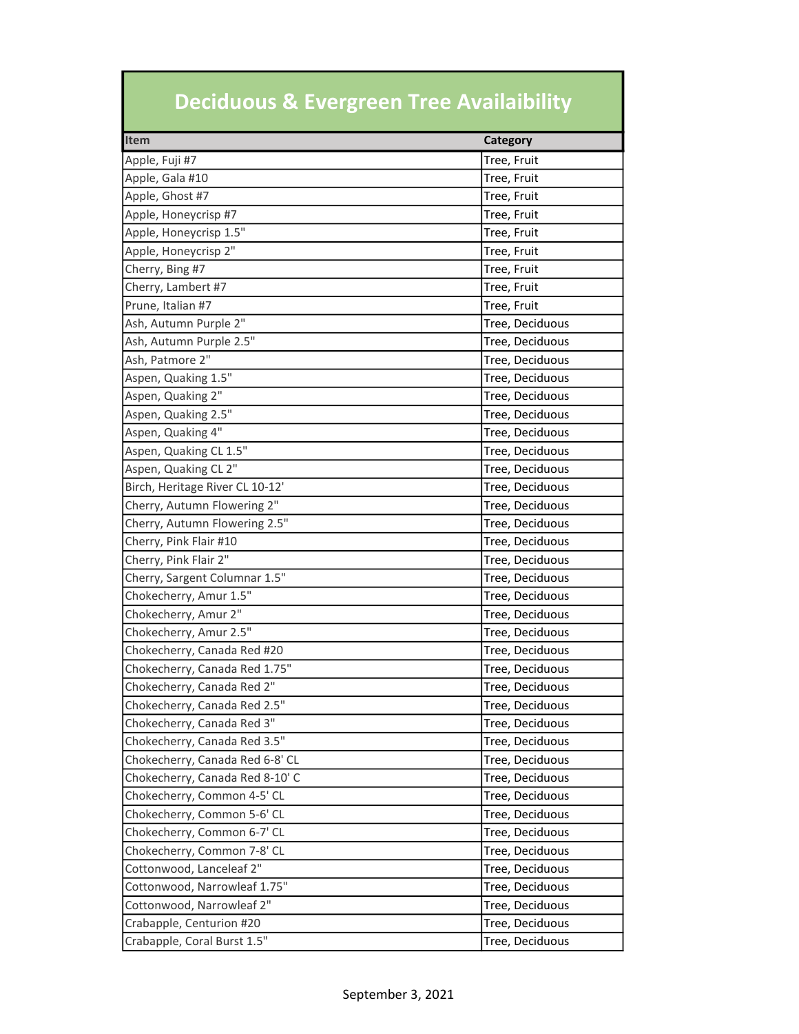# Deciduous & Evergreen Tree Availaibility

| Item | Category |
|---|---|
| Apple, Fuji #7 | Tree, Fruit |
| Apple, Gala #10 | Tree, Fruit |
| Apple, Ghost #7 | Tree, Fruit |
| Apple, Honeycrisp #7 | Tree, Fruit |
| Apple, Honeycrisp 1.5" | Tree, Fruit |
| Apple, Honeycrisp 2" | Tree, Fruit |
| Cherry, Bing #7 | Tree, Fruit |
| Cherry, Lambert #7 | Tree, Fruit |
| Prune, Italian #7 | Tree, Fruit |
| Ash, Autumn Purple 2" | Tree, Deciduous |
| Ash, Autumn Purple 2.5" | Tree, Deciduous |
| Ash, Patmore 2" | Tree, Deciduous |
| Aspen, Quaking 1.5" | Tree, Deciduous |
| Aspen, Quaking 2" | Tree, Deciduous |
| Aspen, Quaking 2.5" | Tree, Deciduous |
| Aspen, Quaking 4" | Tree, Deciduous |
| Aspen, Quaking CL 1.5" | Tree, Deciduous |
| Aspen, Quaking CL 2" | Tree, Deciduous |
| Birch, Heritage River CL 10-12' | Tree, Deciduous |
| Cherry, Autumn Flowering 2" | Tree, Deciduous |
| Cherry, Autumn Flowering 2.5" | Tree, Deciduous |
| Cherry, Pink Flair #10 | Tree, Deciduous |
| Cherry, Pink Flair 2" | Tree, Deciduous |
| Cherry, Sargent Columnar 1.5" | Tree, Deciduous |
| Chokecherry, Amur 1.5" | Tree, Deciduous |
| Chokecherry, Amur 2" | Tree, Deciduous |
| Chokecherry, Amur 2.5" | Tree, Deciduous |
| Chokecherry, Canada Red #20 | Tree, Deciduous |
| Chokecherry, Canada Red 1.75" | Tree, Deciduous |
| Chokecherry, Canada Red 2" | Tree, Deciduous |
| Chokecherry, Canada Red 2.5" | Tree, Deciduous |
| Chokecherry, Canada Red 3" | Tree, Deciduous |
| Chokecherry, Canada Red 3.5" | Tree, Deciduous |
| Chokecherry, Canada Red 6-8' CL | Tree, Deciduous |
| Chokecherry, Canada Red 8-10' C | Tree, Deciduous |
| Chokecherry, Common 4-5' CL | Tree, Deciduous |
| Chokecherry, Common 5-6' CL | Tree, Deciduous |
| Chokecherry, Common 6-7' CL | Tree, Deciduous |
| Chokecherry, Common 7-8' CL | Tree, Deciduous |
| Cottonwood, Lanceleaf 2" | Tree, Deciduous |
| Cottonwood, Narrowleaf 1.75" | Tree, Deciduous |
| Cottonwood, Narrowleaf 2" | Tree, Deciduous |
| Crabapple, Centurion #20 | Tree, Deciduous |
| Crabapple, Coral Burst 1.5" | Tree, Deciduous |

September 3, 2021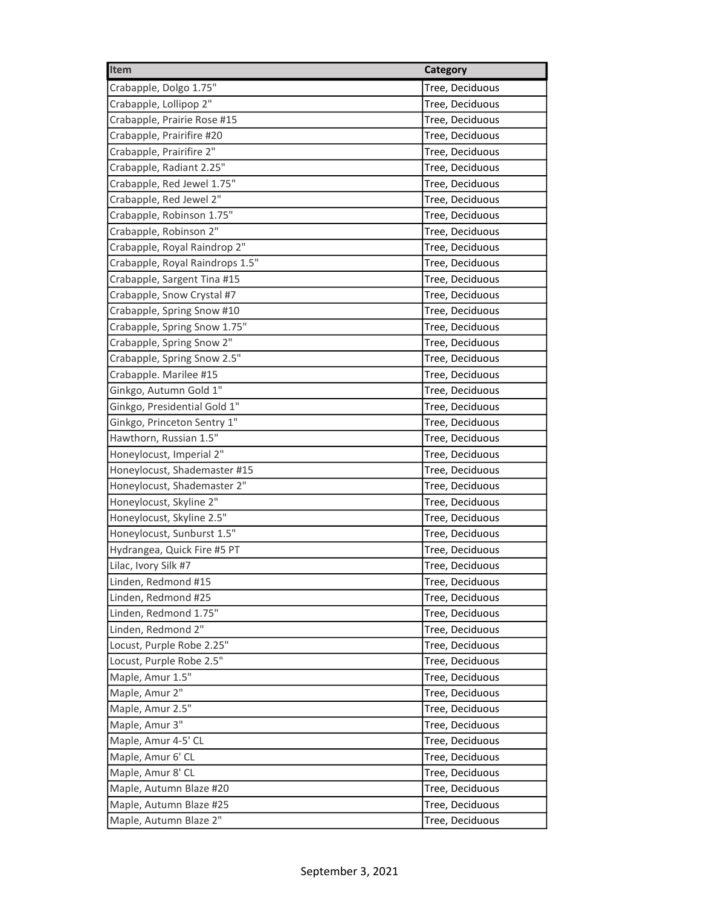| Item | Category |
|---|---|
| Crabapple, Dolgo 1.75" | Tree, Deciduous |
| Crabapple, Lollipop 2" | Tree, Deciduous |
| Crabapple, Prairie Rose #15 | Tree, Deciduous |
| Crabapple, Prairifire #20 | Tree, Deciduous |
| Crabapple, Prairifire 2" | Tree, Deciduous |
| Crabapple, Radiant 2.25" | Tree, Deciduous |
| Crabapple, Red Jewel 1.75" | Tree, Deciduous |
| Crabapple, Red Jewel 2" | Tree, Deciduous |
| Crabapple, Robinson 1.75" | Tree, Deciduous |
| Crabapple, Robinson 2" | Tree, Deciduous |
| Crabapple, Royal Raindrop 2" | Tree, Deciduous |
| Crabapple, Royal Raindrops 1.5" | Tree, Deciduous |
| Crabapple, Sargent Tina #15 | Tree, Deciduous |
| Crabapple, Snow Crystal #7 | Tree, Deciduous |
| Crabapple, Spring Snow #10 | Tree, Deciduous |
| Crabapple, Spring Snow 1.75" | Tree, Deciduous |
| Crabapple, Spring Snow 2" | Tree, Deciduous |
| Crabapple, Spring Snow 2.5" | Tree, Deciduous |
| Crabapple. Marilee #15 | Tree, Deciduous |
| Ginkgo, Autumn Gold 1" | Tree, Deciduous |
| Ginkgo, Presidential Gold 1" | Tree, Deciduous |
| Ginkgo, Princeton Sentry 1" | Tree, Deciduous |
| Hawthorn, Russian 1.5" | Tree, Deciduous |
| Honeylocust, Imperial 2" | Tree, Deciduous |
| Honeylocust, Shademaster #15 | Tree, Deciduous |
| Honeylocust, Shademaster 2" | Tree, Deciduous |
| Honeylocust, Skyline 2" | Tree, Deciduous |
| Honeylocust, Skyline 2.5" | Tree, Deciduous |
| Honeylocust, Sunburst 1.5" | Tree, Deciduous |
| Hydrangea, Quick Fire #5 PT | Tree, Deciduous |
| Lilac, Ivory Silk #7 | Tree, Deciduous |
| Linden, Redmond #15 | Tree, Deciduous |
| Linden, Redmond #25 | Tree, Deciduous |
| Linden, Redmond 1.75" | Tree, Deciduous |
| Linden, Redmond 2" | Tree, Deciduous |
| Locust, Purple Robe 2.25" | Tree, Deciduous |
| Locust, Purple Robe 2.5" | Tree, Deciduous |
| Maple, Amur 1.5" | Tree, Deciduous |
| Maple, Amur 2" | Tree, Deciduous |
| Maple, Amur 2.5" | Tree, Deciduous |
| Maple, Amur 3" | Tree, Deciduous |
| Maple, Amur 4-5' CL | Tree, Deciduous |
| Maple, Amur 6' CL | Tree, Deciduous |
| Maple, Amur 8' CL | Tree, Deciduous |
| Maple, Autumn Blaze #20 | Tree, Deciduous |
| Maple, Autumn Blaze #25 | Tree, Deciduous |
| Maple, Autumn Blaze 2" | Tree, Deciduous |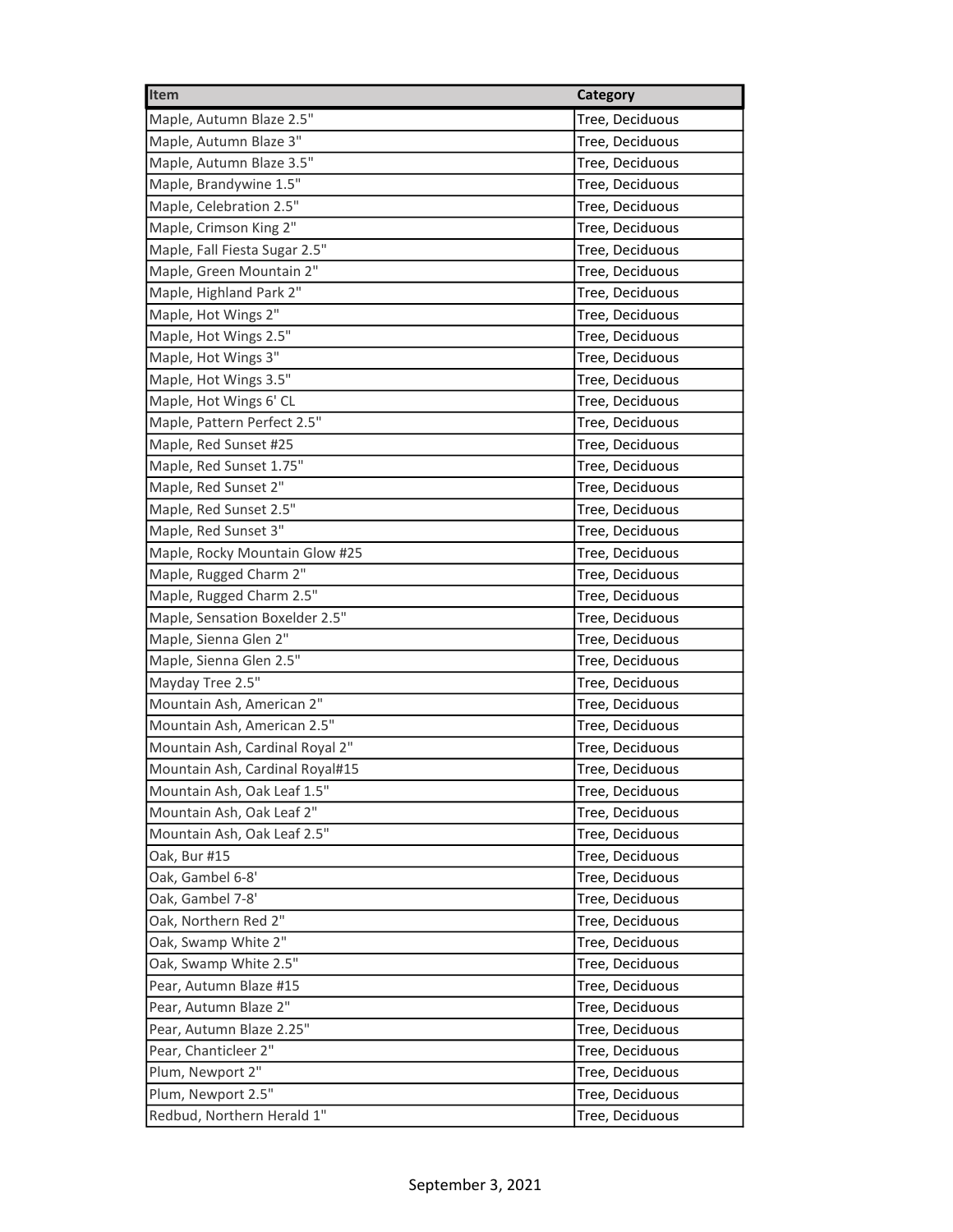| Item | Category |
|---|---|
| Maple, Autumn Blaze 2.5" | Tree, Deciduous |
| Maple, Autumn Blaze 3" | Tree, Deciduous |
| Maple, Autumn Blaze 3.5" | Tree, Deciduous |
| Maple, Brandywine 1.5" | Tree, Deciduous |
| Maple, Celebration 2.5" | Tree, Deciduous |
| Maple, Crimson King 2" | Tree, Deciduous |
| Maple, Fall Fiesta Sugar 2.5" | Tree, Deciduous |
| Maple, Green Mountain 2" | Tree, Deciduous |
| Maple, Highland Park 2" | Tree, Deciduous |
| Maple, Hot Wings 2" | Tree, Deciduous |
| Maple, Hot Wings 2.5" | Tree, Deciduous |
| Maple, Hot Wings 3" | Tree, Deciduous |
| Maple, Hot Wings 3.5" | Tree, Deciduous |
| Maple, Hot Wings 6' CL | Tree, Deciduous |
| Maple, Pattern Perfect 2.5" | Tree, Deciduous |
| Maple, Red Sunset #25 | Tree, Deciduous |
| Maple, Red Sunset 1.75" | Tree, Deciduous |
| Maple, Red Sunset 2" | Tree, Deciduous |
| Maple, Red Sunset 2.5" | Tree, Deciduous |
| Maple, Red Sunset 3" | Tree, Deciduous |
| Maple, Rocky Mountain Glow #25 | Tree, Deciduous |
| Maple, Rugged Charm 2" | Tree, Deciduous |
| Maple, Rugged Charm 2.5" | Tree, Deciduous |
| Maple, Sensation Boxelder 2.5" | Tree, Deciduous |
| Maple, Sienna Glen 2" | Tree, Deciduous |
| Maple, Sienna Glen 2.5" | Tree, Deciduous |
| Mayday Tree 2.5" | Tree, Deciduous |
| Mountain Ash, American 2" | Tree, Deciduous |
| Mountain Ash, American 2.5" | Tree, Deciduous |
| Mountain Ash, Cardinal Royal 2" | Tree, Deciduous |
| Mountain Ash, Cardinal Royal#15 | Tree, Deciduous |
| Mountain Ash, Oak Leaf 1.5" | Tree, Deciduous |
| Mountain Ash, Oak Leaf 2" | Tree, Deciduous |
| Mountain Ash, Oak Leaf 2.5" | Tree, Deciduous |
| Oak, Bur #15 | Tree, Deciduous |
| Oak, Gambel 6-8' | Tree, Deciduous |
| Oak, Gambel 7-8' | Tree, Deciduous |
| Oak, Northern Red 2" | Tree, Deciduous |
| Oak, Swamp White 2" | Tree, Deciduous |
| Oak, Swamp White 2.5" | Tree, Deciduous |
| Pear, Autumn Blaze #15 | Tree, Deciduous |
| Pear, Autumn Blaze 2" | Tree, Deciduous |
| Pear, Autumn Blaze 2.25" | Tree, Deciduous |
| Pear, Chanticleer 2" | Tree, Deciduous |
| Plum, Newport 2" | Tree, Deciduous |
| Plum, Newport 2.5" | Tree, Deciduous |
| Redbud, Northern Herald 1" | Tree, Deciduous |

September 3, 2021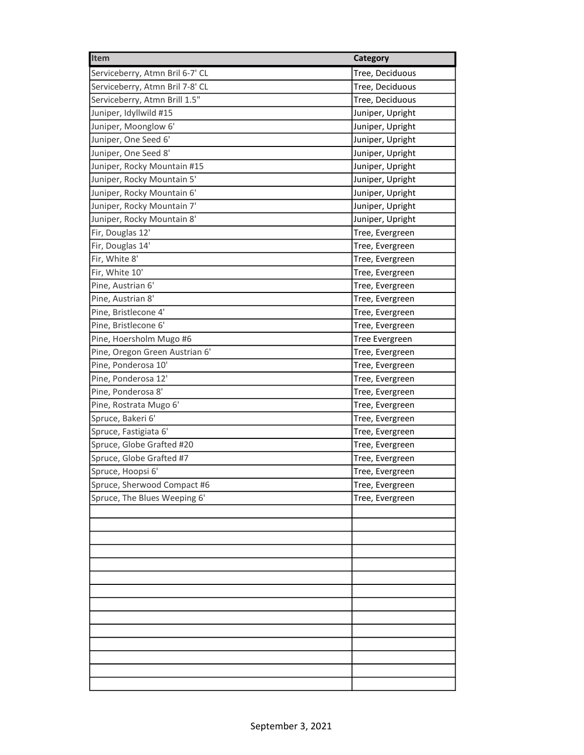| Item | Category |
| --- | --- |
| Serviceberry, Atmn Bril 6-7' CL | Tree, Deciduous |
| Serviceberry, Atmn Bril 7-8' CL | Tree, Deciduous |
| Serviceberry, Atmn Brill 1.5" | Tree, Deciduous |
| Juniper, Idyllwild #15 | Juniper, Upright |
| Juniper, Moonglow 6' | Juniper, Upright |
| Juniper, One Seed 6' | Juniper, Upright |
| Juniper, One Seed 8' | Juniper, Upright |
| Juniper, Rocky Mountain #15 | Juniper, Upright |
| Juniper, Rocky Mountain 5' | Juniper, Upright |
| Juniper, Rocky Mountain 6' | Juniper, Upright |
| Juniper, Rocky Mountain 7' | Juniper, Upright |
| Juniper, Rocky Mountain 8' | Juniper, Upright |
| Fir, Douglas 12' | Tree, Evergreen |
| Fir, Douglas 14' | Tree, Evergreen |
| Fir, White 8' | Tree, Evergreen |
| Fir, White 10' | Tree, Evergreen |
| Pine, Austrian 6' | Tree, Evergreen |
| Pine, Austrian 8' | Tree, Evergreen |
| Pine, Bristlecone 4' | Tree, Evergreen |
| Pine, Bristlecone 6' | Tree, Evergreen |
| Pine, Hoersholm Mugo #6 | Tree Evergreen |
| Pine, Oregon Green Austrian 6' | Tree, Evergreen |
| Pine, Ponderosa 10' | Tree, Evergreen |
| Pine, Ponderosa 12' | Tree, Evergreen |
| Pine, Ponderosa 8' | Tree, Evergreen |
| Pine, Rostrata Mugo 6' | Tree, Evergreen |
| Spruce, Bakeri 6' | Tree, Evergreen |
| Spruce, Fastigiata 6' | Tree, Evergreen |
| Spruce, Globe Grafted #20 | Tree, Evergreen |
| Spruce, Globe Grafted #7 | Tree, Evergreen |
| Spruce, Hoopsi 6' | Tree, Evergreen |
| Spruce, Sherwood Compact #6 | Tree, Evergreen |
| Spruce, The Blues Weeping 6' | Tree, Evergreen |
| | |
| | |
| | |
| | |
| | |
| | |
| | |
| | |
| | |
| | |
| | |
| | |
| | |
| | |

September 3, 2021